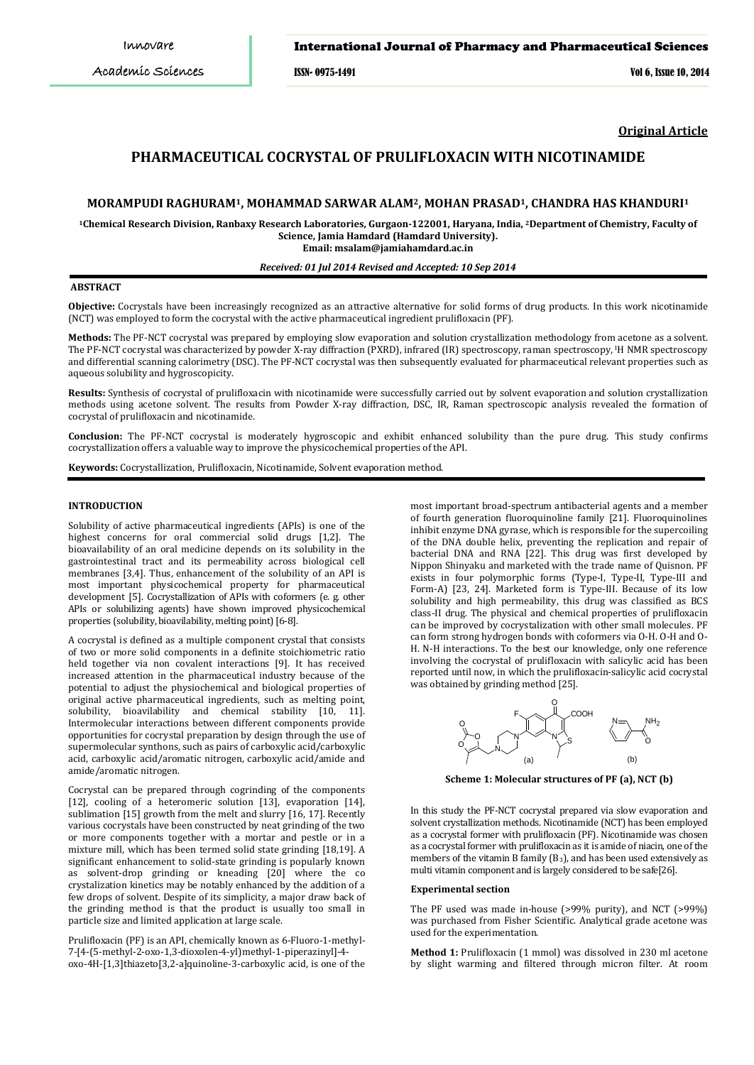**Original Article**

# PHARMACEUTICAL COCRYSTAL OF PRULIFLOXACIN WITH NICOTINAMIDE

**MORAMPUDI RAGHURAM[1], MOHAMMAD SARWAR ALAM[2], MOHAN PRASAD[1], CHANDRA HAS KHANDURI[1]**

[1]Chemical Research Division, Ranbaxy Research Laboratories, Gurgaon-122001, Haryana, India, [2]Department of Chemistry, Faculty of Science, Jamia Hamdard (Hamdard University).
Email: msalam@jamiahamdard.ac.in

*Received: 01 Jul 2014 Revised and Accepted: 10 Sep 2014*

## ABSTRACT

**Objective:** Cocrystals have been increasingly recognized as an attractive alternative for solid forms of drug products. In this work nicotinamide (NCT) was employed to form the cocrystal with the active pharmaceutical ingredient prulifloxacin (PF).

**Methods:** The PF-NCT cocrystal was prepared by employing slow evaporation and solution crystallization methodology from acetone as a solvent. The PF-NCT cocrystal was characterized by powder X-ray diffraction (PXRD), infrared (IR) spectroscopy, raman spectroscopy, [1]H NMR spectroscopy and differential scanning calorimetry (DSC). The PF-NCT cocrystal was then subsequently evaluated for pharmaceutical relevant properties such as aqueous solubility and hygroscopicity.

**Results:** Synthesis of cocrystal of prulifloxacin with nicotinamide were successfully carried out by solvent evaporation and solution crystallization methods using acetone solvent. The results from Powder X-ray diffraction, DSC, IR, Raman spectroscopic analysis revealed the formation of cocrystal of prulifloxacin and nicotinamide.

**Conclusion:** The PF-NCT cocrystal is moderately hygroscopic and exhibit enhanced solubility than the pure drug. This study confirms cocrystallization offers a valuable way to improve the physicochemical properties of the API.

**Keywords:** Cocrystallization, Prulifloxacin, Nicotinamide, Solvent evaporation method.

## INTRODUCTION

Solubility of active pharmaceutical ingredients (APIs) is one of the highest concerns for oral commercial solid drugs [1,2]. The bioavailability of an oral medicine depends on its solubility in the gastrointestinal tract and its permeability across biological cell membranes [3,4]. Thus, enhancement of the solubility of an API is most important physicochemical property for pharmaceutical development [5]. Cocrystallization of APIs with coformers (e. g. other APIs or solubilizing agents) have shown improved physicochemical properties (solubility, bioavailability, melting point) [6-8].

A cocrystal is defined as a multiple component crystal that consists of two or more solid components in a definite stoichiometric ratio held together via non covalent interactions [9]. It has received increased attention in the pharmaceutical industry because of the potential to adjust the physiochemical and biological properties of original active pharmaceutical ingredients, such as melting point, solubility, bioavilability and chemical stability [10, 11]. Intermolecular interactions between different components provide opportunities for cocrystal preparation by design through the use of supermolecular synthons, such as pairs of carboxylic acid/carboxylic acid, carboxylic acid/aromatic nitrogen, carboxylic acid/amide and amide/aromatic nitrogen.

Cocrystal can be prepared through cogrinding of the components [12], cooling of a heteromeric solution [13], evaporation [14], sublimation [15] growth from the melt and slurry [16, 17]. Recently various cocrystals have been constructed by neat grinding of the two or more components together with a mortar and pestle or in a mixture mill, which has been termed solid state grinding [18,19]. A significant enhancement to solid-state grinding is popularly known as solvent-drop grinding or kneading [20] where the co crystalization kinetics may be notably enhanced by the addition of a few drops of solvent. Despite of its simplicity, a major draw back of the grinding method is that the product is usually too small in particle size and limited application at large scale.

Prulifloxacin (PF) is an API, chemically known as 6-Fluoro-1-methyl-7-[4-(5-methyl-2-oxo-1,3-dioxolen-4-yl)methyl-1-piperazinyl]-4-oxo-4H-[1,3]thiazeto[3,2-a]quinoline-3-carboxylic acid, is one of the most important broad-spectrum antibacterial agents and a member of fourth generation fluoroquinoline family [21]. Fluoroquinolines inhibit enzyme DNA gyrase, which is responsible for the supercoiling of the DNA double helix, preventing the replication and repair of bacterial DNA and RNA [22]. This drug was first developed by Nippon Shinyaku and marketed with the trade name of Quisnon. PF exists in four polymorphic forms (Type-I, Type-II, Type-III and Form-A) [23, 24]. Marketed form is Type-III. Because of its low solubility and high permeability, this drug was classified as BCS class-II drug. The physical and chemical properties of prulifloxacin can be improved by cocrystalization with other small molecules. PF can form strong hydrogen bonds with coformers via O-H. O-H and O-H. N-H interactions. To the best our knowledge, only one reference involving the cocrystal of prulifloxacin with salicylic acid has been reported until now, in which the prulifloxacin-salicylic acid cocrystal was obtained by grinding method [25].

**Scheme 1: Molecular structures of PF (a), NCT (b)**

In this study the PF-NCT cocrystal prepared via slow evaporation and solvent crystallization methods. Nicotinamide (NCT) has been employed as a cocrystal former with prulifloxacin (PF). Nicotinamide was chosen as a cocrystal former with prulifloxacin as it is amide of niacin, one of the members of the vitamin B family ($B_3$), and has been used extensively as multi vitamin component and is largely considered to be safe[26].

### Experimental section

The PF used was made in-house (>99% purity), and NCT (>99%) was purchased from Fisher Scientific. Analytical grade acetone was used for the experimentation.

**Method 1:** Prulifloxacin (1 mmol) was dissolved in 230 ml acetone by slight warming and filtered through micron filter. At room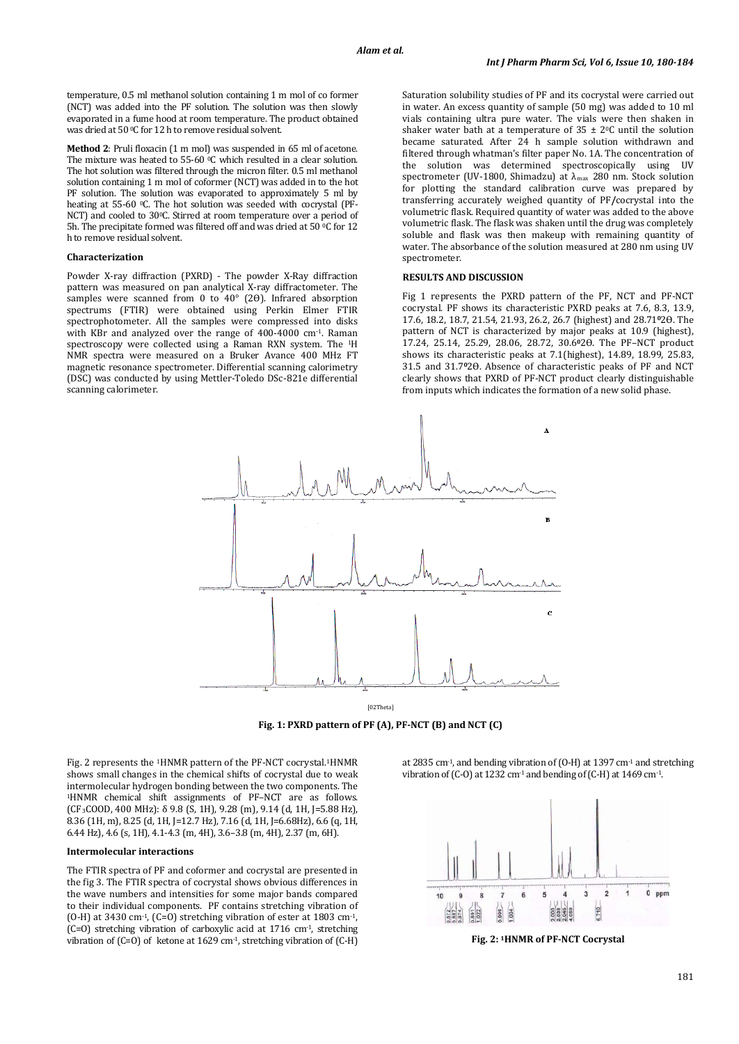temperature, 0.5 ml methanol solution containing 1 m mol of co former (NCT) was added into the PF solution. The solution was then slowly evaporated in a fume hood at room temperature. The product obtained was dried at 50 $^0$C for 12 h to remove residual solvent.

**Method 2**: Pruli floxacin (1 m mol) was suspended in 65 ml of acetone. The mixture was heated to 55-60 $^0$C which resulted in a clear solution. The hot solution was filtered through the micron filter. 0.5 ml methanol solution containing 1 m mol of coformer (NCT) was added in to the hot PF solution. The solution was evaporated to approximately 5 ml by heating at 55-60 $^0$C. The hot solution was seeded with cocrystal (PF-NCT) and cooled to 30$^0$C. Stirred at room temperature over a period of 5h. The precipitate formed was filtered off and was dried at 50 $^0$C for 12 h to remove residual solvent.

### Characterization

Powder X-ray diffraction (PXRD) - The powder X-Ray diffraction pattern was measured on pan analytical X-ray diffractometer. The samples were scanned from 0 to 40° (2Θ). Infrared absorption spectrums (FTIR) were obtained using Perkin Elmer FTIR spectrophotometer. All the samples were compressed into disks with KBr and analyzed over the range of 400-4000 cm$^{-1}$. Raman spectroscopy were collected using a Raman RXN system. The $^1$H NMR spectra were measured on a Bruker Avance 400 MHz FT magnetic resonance spectrometer. Differential scanning calorimetry (DSC) was conducted by using Mettler-Toledo DSc-821e differential scanning calorimeter.

Saturation solubility studies of PF and its cocrystal were carried out in water. An excess quantity of sample (50 mg) was added to 10 ml vials containing ultra pure water. The vials were then shaken in shaker water bath at a temperature of 35 ± 2$^0$C until the solution became saturated. After 24 h sample solution withdrawn and filtered through whatman's filter paper No. 1A. The concentration of the solution was determined spectroscopically using UV spectrometer (UV-1800, Shimadzu) at $\lambda_{max}$ 280 nm. Stock solution for plotting the standard calibration curve was prepared by transferring accurately weighed quantity of PF/cocrystal into the volumetric flask. Required quantity of water was added to the above volumetric flask. The flask was shaken until the drug was completely soluble and flask was then makeup with remaining quantity of water. The absorbance of the solution measured at 280 nm using UV spectrometer.

## RESULTS AND DISCUSSION

Fig 1 represents the PXRD pattern of the PF, NCT and PF-NCT cocrystal. PF shows its characteristic PXRD peaks at 7.6, 8.3, 13.9, 17.6, 18.2, 18.7, 21.54, 21.93, 26.2, 26.7 (highest) and 28.71º2Θ. The pattern of NCT is characterized by major peaks at 10.9 (highest), 17.24, 25.14, 25.29, 28.06, 28.72, 30.6º2Θ. The PF–NCT product shows its characteristic peaks at 7.1(highest), 14.89, 18.99, 25.83, 31.5 and 31.7º2Θ. Absence of characteristic peaks of PF and NCT clearly shows that PXRD of PF-NCT product clearly distinguishable from inputs which indicates the formation of a new solid phase.

**Fig. 1: PXRD pattern of PF (A), PF-NCT (B) and NCT (C)**

Fig. 2 represents the $^1$HNMR pattern of the PF-NCT cocrystal.$^1$HNMR shows small changes in the chemical shifts of cocrystal due to weak intermolecular hydrogen bonding between the two components. The $^1$HNMR chemical shift assignments of PF–NCT are as follows. ($CF_3COOD$, 400 MHz): δ 9.8 (S, 1H), 9.28 (m), 9.14 (d, 1H, J=5.88 Hz), 8.36 (1H, m), 8.25 (d, 1H, J=12.7 Hz), 7.16 (d, 1H, J=6.68Hz), 6.6 (q, 1H, 6.44 Hz), 4.6 (s, 1H), 4.1-4.3 (m, 4H), 3.6–3.8 (m, 4H), 2.37 (m, 6H).

### Intermolecular interactions

The FTIR spectra of PF and coformer and cocrystal are presented in the fig 3. The FTIR spectra of cocrystal shows obvious differences in the wave numbers and intensities for some major bands compared to their individual components. PF contains stretching vibration of (O-H) at 3430 cm$^{-1}$, (C=O) stretching vibration of ester at 1803 cm$^{-1}$, (C=O) stretching vibration of carboxylic acid at 1716 cm$^{-1}$, stretching vibration of (C=O) of ketone at 1629 cm$^{-1}$, stretching vibration of (C-H) at 2835 cm$^{-1}$, and bending vibration of (O-H) at 1397 cm$^{-1}$ and stretching vibration of (C-O) at 1232 cm$^{-1}$ and bending of (C-H) at 1469 cm$^{-1}$.

**Fig. 2: $^1$HNMR of PF-NCT Cocrystal**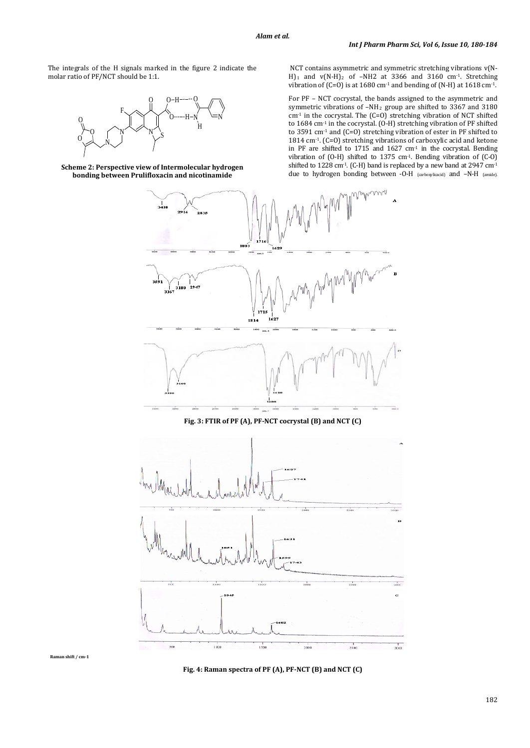The integrals of the H signals marked in the figure 2 indicate the molar ratio of PF/NCT should be 1:1.

Scheme 2: Perspective view of Intermolecular hydrogen bonding between Prulifloxacin and nicotinamide

NCT contains asymmetric and symmetric stretching vibrations $\nu(N\text{-}H)_1$ and $\nu(N\text{-}H)_2$ of $-NH_2$ at 3366 and 3160 $cm^{-1}$. Stretching vibration of (C=O) is at 1680 $cm^{-1}$ and bending of (N-H) at 1618 $cm^{-1}$.

For PF – NCT cocrystal, the bands assigned to the asymmetric and symmetric vibrations of $-NH_2$ group are shifted to 3367 and 3180 $cm^{-1}$ in the cocrystal. The (C=O) stretching vibration of NCT shifted to 1684 $cm^{-1}$ in the cocrystal. (O-H) stretching vibration of PF shifted to 3591 $cm^{-1}$ and (C=O) stretching vibration of ester in PF shifted to 1814 $cm^{-1}$. (C=O) stretching vibrations of carboxylic acid and ketone in PF are shifted to 1715 and 1627 $cm^{-1}$ in the cocrystal. Bending vibration of (O-H) shifted to 1375 $cm^{-1}$. Bending vibration of (C-O) shifted to 1228 $cm^{-1}$. (C-H) band is replaced by a new band at 2947 $cm^{-1}$ due to hydrogen bonding between -O-H $_{\text{(carboxylicacid)}}$ and –N-H $_{\text{(amide)}}$.

Fig. 3: FTIR of PF (A), PF-NCT cocrystal (B) and NCT (C)

Raman shift / cm-1

Fig. 4: Raman spectra of PF (A), PF-NCT (B) and NCT (C)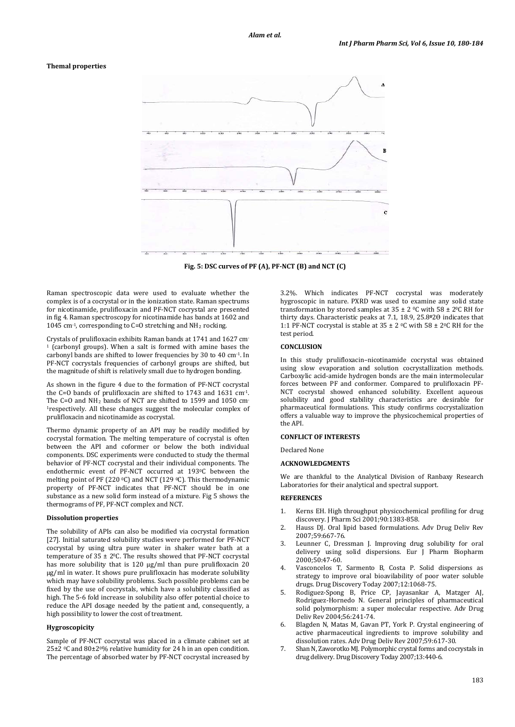**Themal properties**

Fig. 5: DSC curves of PF (A), PF-NCT (B) and NCT (C)

Raman spectroscopic data were used to evaluate whether the complex is of a cocrystal or in the ionization state. Raman spectrums for nicotinamide, prulifloxacin and PF-NCT cocrystal are presented in fig 4. Raman spectroscopy for nicotinamide has bands at 1602 and 1045 cm$^{-1}$, corresponding to C=O stretching and $NH_2$ rocking.

Crystals of prulifloxacin exhibits Raman bands at 1741 and 1627 cm$^{-1}$ (carbonyl groups). When a salt is formed with amine bases the carbonyl bands are shifted to lower frequencies by 30 to 40 cm$^{-1}$. In PF-NCT cocrystals frequencies of carbonyl groups are shifted, but the magnitude of shift is relatively small due to hydrogen bonding.

As shown in the figure 4 due to the formation of PF-NCT cocrystal the C=O bands of prulifloxacin are shifted to 1743 and 1631 cm$^{-1}$. The C=O and $NH_2$ bands of NCT are shifted to 1599 and 1050 cm$^{-1}$respectively. All these changes suggest the molecular complex of prulifloxacin and nicotinamide as cocrystal.

Thermo dynamic property of an API may be readily modified by cocrystal formation. The melting temperature of cocrystal is often between the API and coformer or below the both individual components. DSC experiments were conducted to study the thermal behavior of PF-NCT cocrystal and their individual components. The endothermic event of PF-NCT occurred at 193$^0$C between the melting point of PF (220 $^0$C) and NCT (129 $^0$C). This thermodynamic property of PF-NCT indicates that PF-NCT should be in one substance as a new solid form instead of a mixture. Fig 5 shows the thermograms of PF, PF-NCT complex and NCT.

**Dissolution properties**

The solubility of APIs can also be modified via cocrystal formation [27]. Initial saturated solubility studies were performed for PF-NCT cocrystal by using ultra pure water in shaker water bath at a temperature of 35 ± 2$^0$C. The results showed that PF-NCT cocrystal has more solubility that is 120 μg/ml than pure prulifloxacin 20 μg/ml in water. It shows pure prulifloxacin has moderate solubility which may have solubility problems. Such possible problems can be fixed by the use of cocrystals, which have a solubility classified as high. The 5-6 fold increase in solubility also offer potential choice to reduce the API dosage needed by the patient and, consequently, a high possibility to lower the cost of treatment.

**Hygroscopicity**

Sample of PF-NCT cocrystal was placed in a climate cabinet set at 25±2 $^0$C and 80±2$^0$% relative humidity for 24 h in an open condition. The percentage of absorbed water by PF-NCT cocrystal increased by 3.2%. Which indicates PF-NCT cocrystal was moderately hygroscopic in nature. PXRD was used to examine any solid state transformation by stored samples at 35 ± 2 $^0$C with 58 ± 2$^0$C RH for thirty days. Characteristic peaks at 7.1, 18.9, 25.8$^0$2Θ indicates that 1:1 PF-NCT cocrystal is stable at 35 ± 2 $^0$C with 58 ± 2$^0$C RH for the test period.

**CONCLUSION**

In this study prulifloxacin–nicotinamide cocrystal was obtained using slow evaporation and solution cocrystallization methods. Carboxylic acid-amide hydrogen bonds are the main intermolecular forces between PF and conformer. Compared to prulifloxacin PF-NCT cocrystal showed enhanced solubility. Excellent aqueous solubility and good stability characteristics are desirable for pharmaceutical formulations. This study confirms cocrystalization offers a valuable way to improve the physicochemical properties of the API.

**CONFLICT OF INTERESTS**

Declared None

**ACKNOWLEDGMENTS**

We are thankful to the Analytical Division of Ranbaxy Research Laboratories for their analytical and spectral support.

**REFERENCES**

1. Kerns EH. High throughput physicochemical profiling for drug discovery. J Pharm Sci 2001;90:1383-858.
2. Hauss DJ. Oral lipid based formulations. Adv Drug Deliv Rev 2007;59:667-76.
3. Leunner C, Dressman J. Improving drug solubility for oral delivery using solid dispersions. Eur J Pharm Biopharm 2000;50:47-60.
4. Vasconcelos T, Sarmento B, Costa P. Solid dispersions as strategy to improve oral bioavailability of poor water soluble drugs. Drug Discovery Today 2007;12:1068-75.
5. Rodiguez-Spong B, Price CP, Jayasankar A, Matzger AJ, Rodriguez-Hornedo N. General principles of pharmaceutical solid polymorphism: a super molecular respective. Adv Drug Deliv Rev 2004;56:241-74.
6. Blagden N, Matas M, Gavan PT, York P. Crystal engineering of active pharmaceutical ingredients to improve solubility and dissolution rates. Adv Drug Deliv Rev 2007;59:617-30.
7. Shan N, Zaworotko MJ. Polymorphic crystal forms and cocrystals in drug delivery. Drug Discovery Today 2007;13:440-6.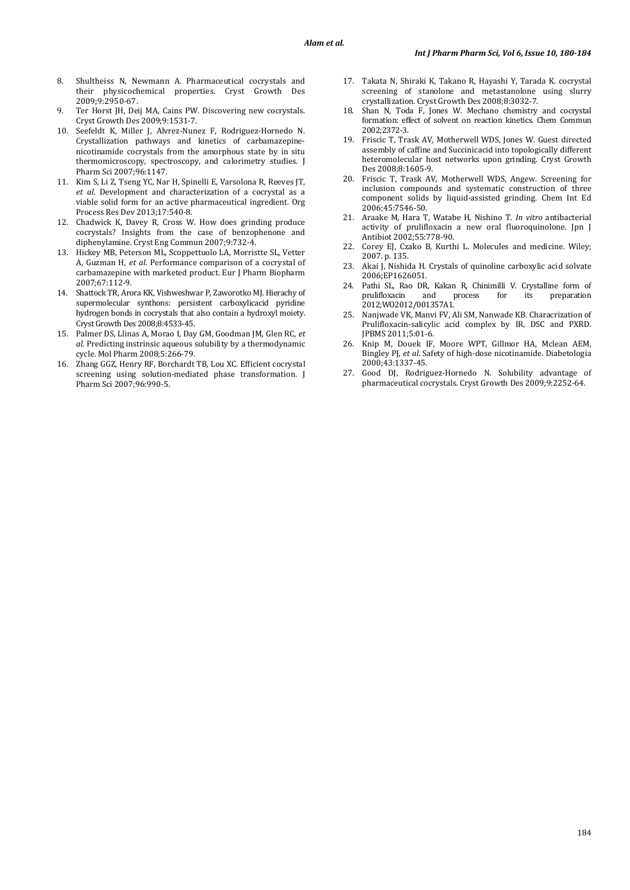8. Shultheiss N, Newmann A. Pharmaceutical cocrystals and their physicochemical properties. Cryst Growth Des 2009;9:2950-67.
9. Ter Horst JH, Deij MA, Cains PW. Discovering new cocrystals. Cryst Growth Des 2009;9:1531-7.
10. Seefeldt K, Miller J, Alvrez-Nunez F, Rodriguez-Hornedo N. Crystallization pathways and kinetics of carbamazepine-nicotinamide cocrystals from the amorphous state by in situ thermomicroscopy, spectroscopy, and calorimetry studies. J Pharm Sci 2007;96:1147.
11. Kim S, Li Z, Tseng YC, Nar H, Spinelli E, Varsolona R, Reeves JT, *et al*. Development and characterization of a cocrystal as a viable solid form for an active pharmaceutical ingredient. Org Process Res Dev 2013;17:540-8.
12. Chadwick K, Davey R, Cross W. How does grinding produce cocrystals? Insights from the case of benzophenone and diphenylamine. Cryst Eng Commun 2007;9:732-4.
13. Hickey MB, Peterson ML, Scoppettuolo LA, Morristte SL, Vetter A, Guzman H, *et al*. Performance comparison of a cocrystal of carbamazepine with marketed product. Eur J Pharm Biopharm 2007;67:112-9.
14. Shattock TR, Arora KK, Vishweshwar P, Zaworotko MJ. Hierachy of supermolecular synthons: persistent carboxylicacid pyridine hydrogen bonds in cocrystals that also contain a hydroxyl moiety. Cryst Growth Des 2008;8:4533-45.
15. Palmer DS, Llinas A, Morao I, Day GM, Goodman JM, Glen RC, *et al*. Predicting instrinsic aqueous solubility by a thermodynamic cycle. Mol Pharm 2008;5:266-79.
16. Zhang GGZ, Henry RF, Borchardt TB, Lou XC. Efficient cocrystal screening using solution-mediated phase transformation. J Pharm Sci 2007;96:990-5.
17. Takata N, Shiraki K, Takano R, Hayashi Y, Tarada K. cocrystal screening of stanolone and metastanolone using slurry crystallization. Cryst Growth Des 2008;8:3032-7.
18. Shan N, Toda F, Jones W. Mechano chemistry and cocrystal formation: effect of solvent on reaction kinetics. Chem Commun 2002;2372-3.
19. Friscic T, Trask AV, Motherwell WDS, Jones W. Guest directed assembly of caffine and Succinicacid into topologically different heteromolecular host networks upon grinding. Cryst Growth Des 2008;8:1605-9.
20. Friscic T, Trask AV, Motherwell WDS, Angew. Screening for inclusion compounds and systematic construction of three component solids by liquid-assisted grinding. Chem Int Ed 2006;45:7546-50.
21. Araake M, Hara T, Watabe H, Nishino T. *In vitro* antibacterial activity of prulifloxacin a new oral fluoroquinolone. Jpn J Antibiot 2002;55:778-90.
22. Corey EJ, Czako B, Kurthi L. Molecules and medicine. Wiley; 2007. p. 135.
23. Akai J, Nishida H. Crystals of quinoline carboxylic acid solvate 2006;EP1626051.
24. Pathi SL, Rao DR, Kakan R, Chinimilli V. Crystalline form of prulifloxacin and process for its preparation 2012;WO2012/001357A1.
25. Nanjwade VK, Manvi FV, Ali SM, Nanwade KB. Characrization of Prulifloxacin-salicylic acid complex by IR, DSC and PXRD. JPBMS 2011;5:01-6.
26. Knip M, Douek IF, Moore WPT, Gillmor HA, Mclean AEM, Bingley PJ, *et al*. Safety of high-dose nicotinamide. Diabetologia 2000;43:1337-45.
27. Good DJ, Rodriguez-Hornedo N. Solubility advantage of pharmaceutical cocrystals. Cryst Growth Des 2009;9:2252-64.